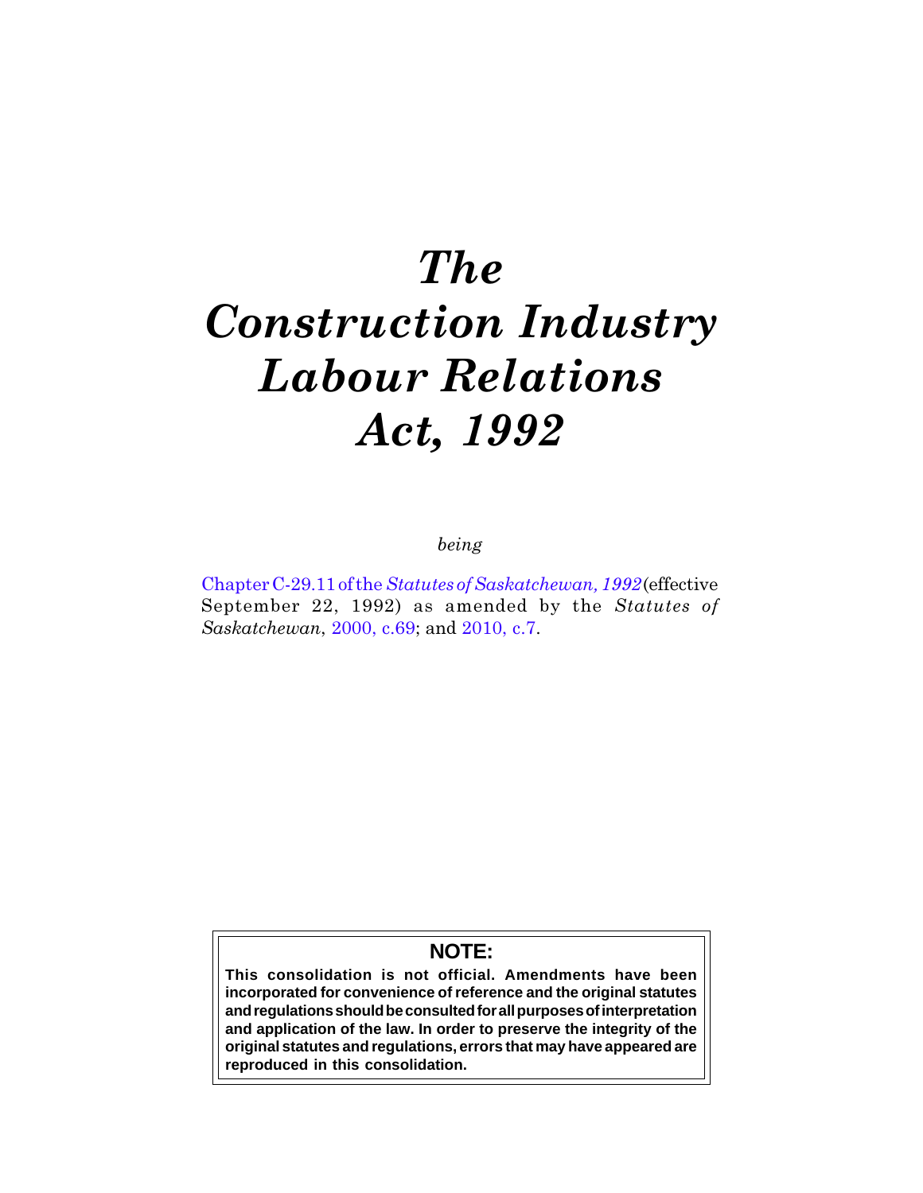# *The Construction Industry Labour Relations Act, 1992*

*being*

Chapter C-29.11 of the *Statutes of Saskatchewan, 1992* (effective September 22, 1992) as amended by the *Statutes of Saskatchewan*, 2000, c.69; and 2010, c.7.

**NOTE:**

**This consolidation is not official. Amendments have been incorporated for convenience of reference and the original statutes and regulations should be consulted for all purposes of interpretation and application of the law. In order to preserve the integrity of the original statutes and regulations, errors that may have appeared are reproduced in this consolidation.**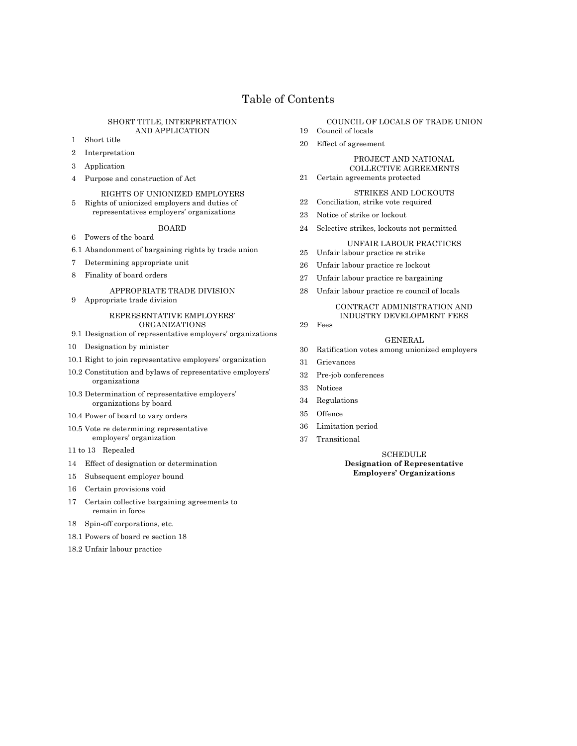# Table of Contents

### SHORT TITLE, INTERPRETATION AND APPLICATION

1 Short title

2 Interpretation

3 Application

4 Purpose and construction of Act

### RIGHTS OF UNIONIZED EMPLOYERS

5 Rights of unionized employers and duties of representatives employers' organizations

### BOARD

6 Powers of the board

6.1 Abandonment of bargaining rights by trade union

7 Determining appropriate unit

8 Finality of board orders

### APPROPRIATE TRADE DIVISION

9 Appropriate trade division

### REPRESENTATIVE EMPLOYERS' ORGANIZATIONS

9.1 Designation of representative employers' organizations

10 Designation by minister

10.1 Right to join representative employers' organization

10.2 Constitution and bylaws of representative employers' organizations

10.3 Determination of representative employers' organizations by board

10.4 Power of board to vary orders

10.5 Vote re determining representative employers' organization

11 to 13 Repealed

14 Effect of designation or determination

15 Subsequent employer bound

16 Certain provisions void

17 Certain collective bargaining agreements to remain in force

18 Spin-off corporations, etc.

18.1 Powers of board re section 18

18.2 Unfair labour practice

### COUNCIL OF LOCALS OF TRADE UNION

19 Council of locals

20 Effect of agreement

### PROJECT AND NATIONAL COLLECTIVE AGREEMENTS

21 Certain agreements protected

### STRIKES AND LOCKOUTS

22 Conciliation, strike vote required

23 Notice of strike or lockout

24 Selective strikes, lockouts not permitted

### UNFAIR LABOUR PRACTICES

25 Unfair labour practice re strike

26 Unfair labour practice re lockout

27 Unfair labour practice re bargaining

28 Unfair labour practice re council of locals

### CONTRACT ADMINISTRATION AND INDUSTRY DEVELOPMENT FEES

29 Fees

### GENERAL

30 Ratification votes among unionized employers

31 Grievances

32 Pre-job conferences

33 Notices

34 Regulations

35 Offence

36 Limitation period

37 Transitional

### SCHEDULE

**Designation of Representative Employers' Organizations**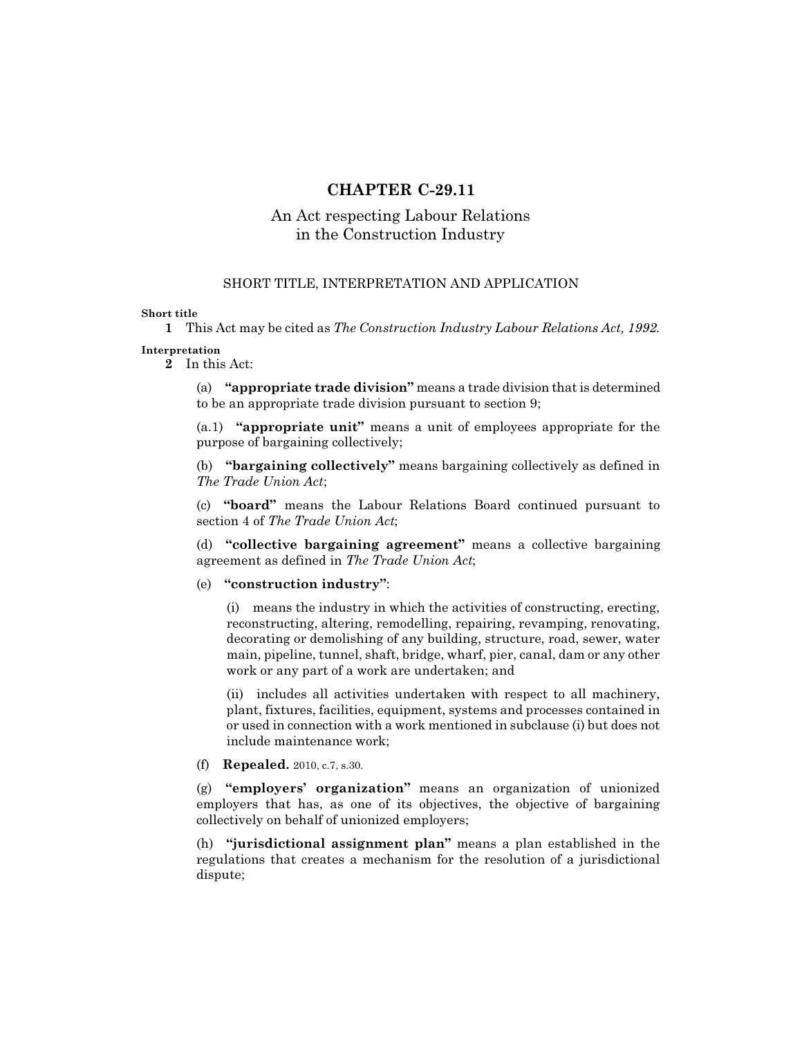# CHAPTER C-29.11

## An Act respecting Labour Relations in the Construction Industry

### SHORT TITLE, INTERPRETATION AND APPLICATION

**Short title**

**1** This Act may be cited as *The Construction Industry Labour Relations Act, 1992*.

**Interpretation**

**2** In this Act:

(a) **"appropriate trade division"** means a trade division that is determined to be an appropriate trade division pursuant to section 9;

(a.1) **"appropriate unit"** means a unit of employees appropriate for the purpose of bargaining collectively;

(b) **"bargaining collectively"** means bargaining collectively as defined in *The Trade Union Act*;

(c) **"board"** means the Labour Relations Board continued pursuant to section 4 of *The Trade Union Act*;

(d) **"collective bargaining agreement"** means a collective bargaining agreement as defined in *The Trade Union Act*;

(e) **"construction industry"**:

(i) means the industry in which the activities of constructing, erecting, reconstructing, altering, remodelling, repairing, revamping, renovating, decorating or demolishing of any building, structure, road, sewer, water main, pipeline, tunnel, shaft, bridge, wharf, pier, canal, dam or any other work or any part of a work are undertaken; and

(ii) includes all activities undertaken with respect to all machinery, plant, fixtures, facilities, equipment, systems and processes contained in or used in connection with a work mentioned in subclause (i) but does not include maintenance work;

(f) **Repealed.** 2010, c.7, s.30.

(g) **"employers' organization"** means an organization of unionized employers that has, as one of its objectives, the objective of bargaining collectively on behalf of unionized employers;

(h) **"jurisdictional assignment plan"** means a plan established in the regulations that creates a mechanism for the resolution of a jurisdictional dispute;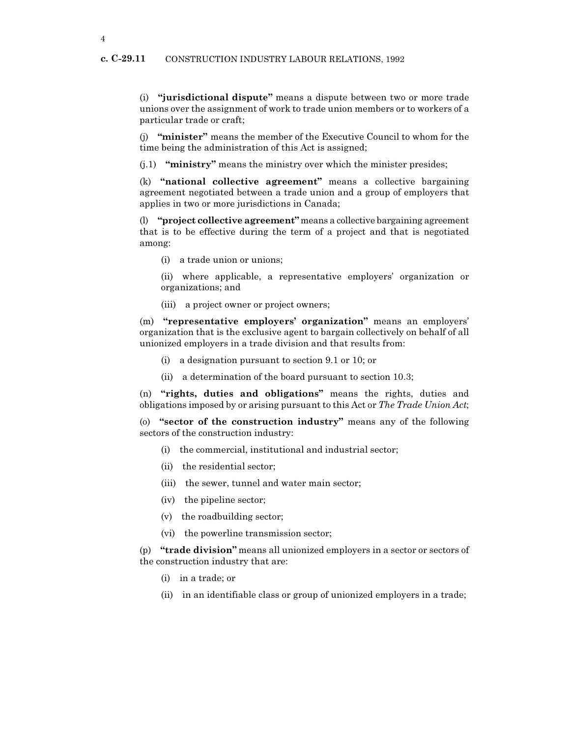(i) **"jurisdictional dispute"** means a dispute between two or more trade unions over the assignment of work to trade union members or to workers of a particular trade or craft;

(j) **"minister"** means the member of the Executive Council to whom for the time being the administration of this Act is assigned;

(j.1) **"ministry"** means the ministry over which the minister presides;

(k) **"national collective agreement"** means a collective bargaining agreement negotiated between a trade union and a group of employers that applies in two or more jurisdictions in Canada;

(l) **"project collective agreement"** means a collective bargaining agreement that is to be effective during the term of a project and that is negotiated among:

- (i) a trade union or unions;
- (ii) where applicable, a representative employers' organization or organizations; and
- (iii) a project owner or project owners;

(m) **"representative employers' organization"** means an employers' organization that is the exclusive agent to bargain collectively on behalf of all unionized employers in a trade division and that results from:

- (i) a designation pursuant to section 9.1 or 10; or
- (ii) a determination of the board pursuant to section 10.3;

(n) **"rights, duties and obligations"** means the rights, duties and obligations imposed by or arising pursuant to this Act or *The Trade Union Act*;

(o) **"sector of the construction industry"** means any of the following sectors of the construction industry:

- (i) the commercial, institutional and industrial sector;
- (ii) the residential sector;
- (iii) the sewer, tunnel and water main sector;
- (iv) the pipeline sector;
- (v) the roadbuilding sector;
- (vi) the powerline transmission sector;

(p) **"trade division"** means all unionized employers in a sector or sectors of the construction industry that are:

- (i) in a trade; or
- (ii) in an identifiable class or group of unionized employers in a trade;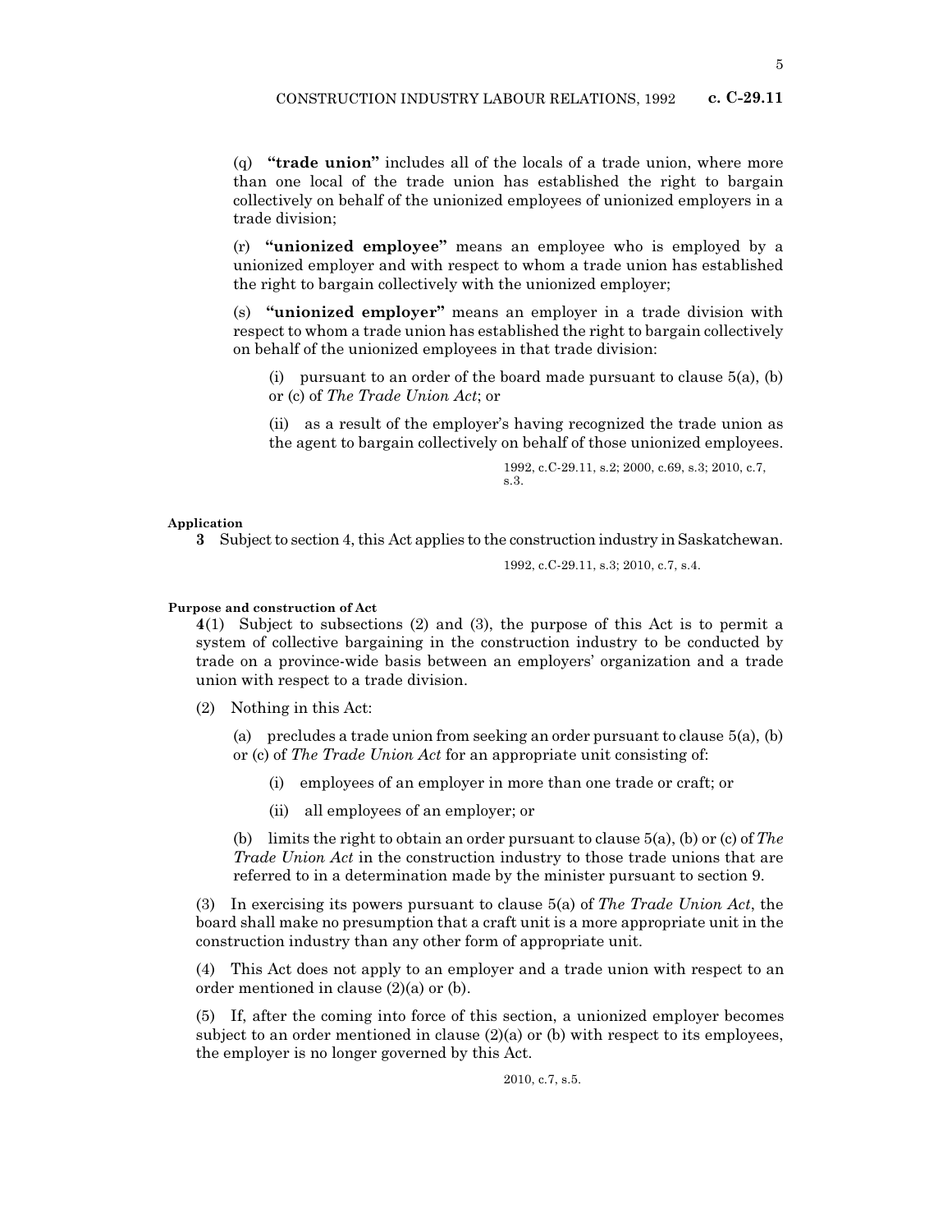(q) **"trade union"** includes all of the locals of a trade union, where more than one local of the trade union has established the right to bargain collectively on behalf of the unionized employees of unionized employers in a trade division;

(r) **"unionized employee"** means an employee who is employed by a unionized employer and with respect to whom a trade union has established the right to bargain collectively with the unionized employer;

(s) **"unionized employer"** means an employer in a trade division with respect to whom a trade union has established the right to bargain collectively on behalf of the unionized employees in that trade division:

(i) pursuant to an order of the board made pursuant to clause 5(a), (b) or (c) of *The Trade Union Act*; or

(ii) as a result of the employer's having recognized the trade union as the agent to bargain collectively on behalf of those unionized employees.

1992, c.C-29.11, s.2; 2000, c.69, s.3; 2010, c.7, s.3.

**Application**

**3** Subject to section 4, this Act applies to the construction industry in Saskatchewan.

1992, c.C-29.11, s.3; 2010, c.7, s.4.

**Purpose and construction of Act**

**4**(1) Subject to subsections (2) and (3), the purpose of this Act is to permit a system of collective bargaining in the construction industry to be conducted by trade on a province-wide basis between an employers' organization and a trade union with respect to a trade division.

(2) Nothing in this Act:

(a) precludes a trade union from seeking an order pursuant to clause 5(a), (b) or (c) of *The Trade Union Act* for an appropriate unit consisting of:

(i) employees of an employer in more than one trade or craft; or

(ii) all employees of an employer; or

(b) limits the right to obtain an order pursuant to clause 5(a), (b) or (c) of *The Trade Union Act* in the construction industry to those trade unions that are referred to in a determination made by the minister pursuant to section 9.

(3) In exercising its powers pursuant to clause 5(a) of *The Trade Union Act*, the board shall make no presumption that a craft unit is a more appropriate unit in the construction industry than any other form of appropriate unit.

(4) This Act does not apply to an employer and a trade union with respect to an order mentioned in clause (2)(a) or (b).

(5) If, after the coming into force of this section, a unionized employer becomes subject to an order mentioned in clause (2)(a) or (b) with respect to its employees, the employer is no longer governed by this Act.

2010, c.7, s.5.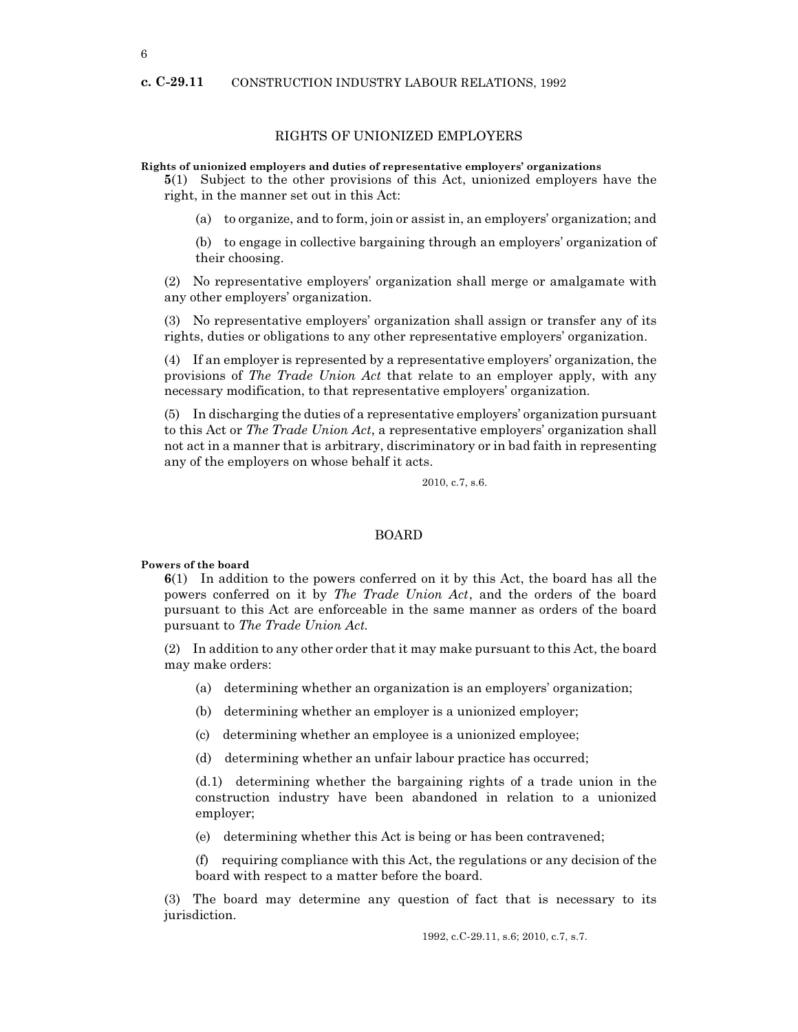## RIGHTS OF UNIONIZED EMPLOYERS

**Rights of unionized employers and duties of representative employers' organizations**

**5**(1) Subject to the other provisions of this Act, unionized employers have the right, in the manner set out in this Act:

(a) to organize, and to form, join or assist in, an employers' organization; and

(b) to engage in collective bargaining through an employers' organization of their choosing.

(2) No representative employers' organization shall merge or amalgamate with any other employers' organization.

(3) No representative employers' organization shall assign or transfer any of its rights, duties or obligations to any other representative employers' organization.

(4) If an employer is represented by a representative employers' organization, the provisions of *The Trade Union Act* that relate to an employer apply, with any necessary modification, to that representative employers' organization.

(5) In discharging the duties of a representative employers' organization pursuant to this Act or *The Trade Union Act*, a representative employers' organization shall not act in a manner that is arbitrary, discriminatory or in bad faith in representing any of the employers on whose behalf it acts.

2010, c.7, s.6.

## BOARD

**Powers of the board**

**6**(1) In addition to the powers conferred on it by this Act, the board has all the powers conferred on it by *The Trade Union Act*, and the orders of the board pursuant to this Act are enforceable in the same manner as orders of the board pursuant to *The Trade Union Act*.

(2) In addition to any other order that it may make pursuant to this Act, the board may make orders:

(a) determining whether an organization is an employers' organization;

(b) determining whether an employer is a unionized employer;

(c) determining whether an employee is a unionized employee;

(d) determining whether an unfair labour practice has occurred;

(d.1) determining whether the bargaining rights of a trade union in the construction industry have been abandoned in relation to a unionized employer;

(e) determining whether this Act is being or has been contravened;

(f) requiring compliance with this Act, the regulations or any decision of the board with respect to a matter before the board.

(3) The board may determine any question of fact that is necessary to its jurisdiction.

1992, c.C-29.11, s.6; 2010, c.7, s.7.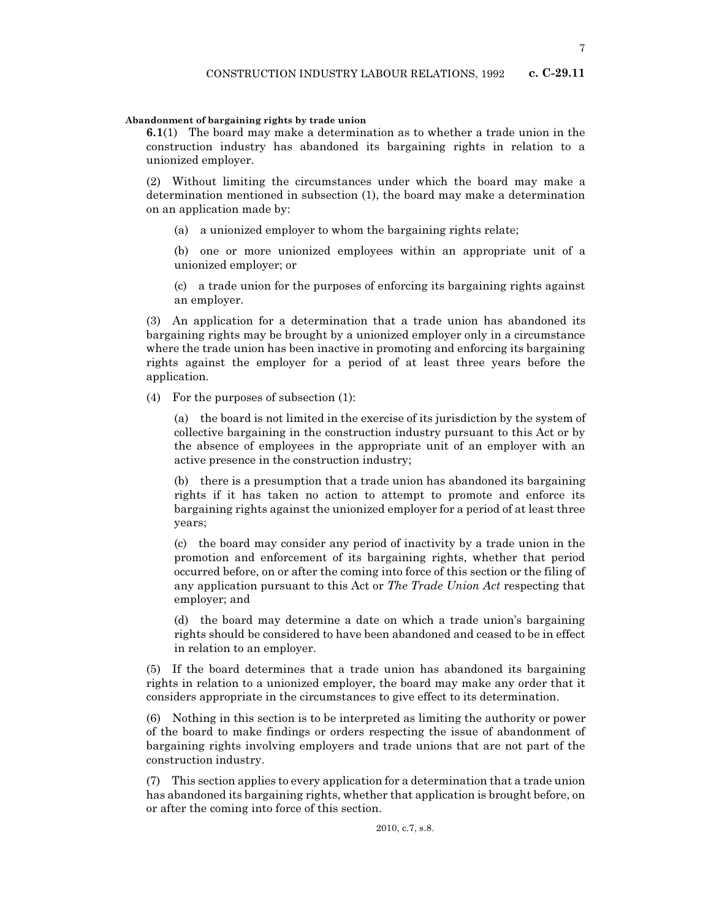**Abandonment of bargaining rights by trade union**

**6.1**(1) The board may make a determination as to whether a trade union in the construction industry has abandoned its bargaining rights in relation to a unionized employer.

(2) Without limiting the circumstances under which the board may make a determination mentioned in subsection (1), the board may make a determination on an application made by:

(a) a unionized employer to whom the bargaining rights relate;

(b) one or more unionized employees within an appropriate unit of a unionized employer; or

(c) a trade union for the purposes of enforcing its bargaining rights against an employer.

(3) An application for a determination that a trade union has abandoned its bargaining rights may be brought by a unionized employer only in a circumstance where the trade union has been inactive in promoting and enforcing its bargaining rights against the employer for a period of at least three years before the application.

(4) For the purposes of subsection (1):

(a) the board is not limited in the exercise of its jurisdiction by the system of collective bargaining in the construction industry pursuant to this Act or by the absence of employees in the appropriate unit of an employer with an active presence in the construction industry;

(b) there is a presumption that a trade union has abandoned its bargaining rights if it has taken no action to attempt to promote and enforce its bargaining rights against the unionized employer for a period of at least three years;

(c) the board may consider any period of inactivity by a trade union in the promotion and enforcement of its bargaining rights, whether that period occurred before, on or after the coming into force of this section or the filing of any application pursuant to this Act or *The Trade Union Act* respecting that employer; and

(d) the board may determine a date on which a trade union's bargaining rights should be considered to have been abandoned and ceased to be in effect in relation to an employer.

(5) If the board determines that a trade union has abandoned its bargaining rights in relation to a unionized employer, the board may make any order that it considers appropriate in the circumstances to give effect to its determination.

(6) Nothing in this section is to be interpreted as limiting the authority or power of the board to make findings or orders respecting the issue of abandonment of bargaining rights involving employers and trade unions that are not part of the construction industry.

(7) This section applies to every application for a determination that a trade union has abandoned its bargaining rights, whether that application is brought before, on or after the coming into force of this section.

2010, c.7, s.8.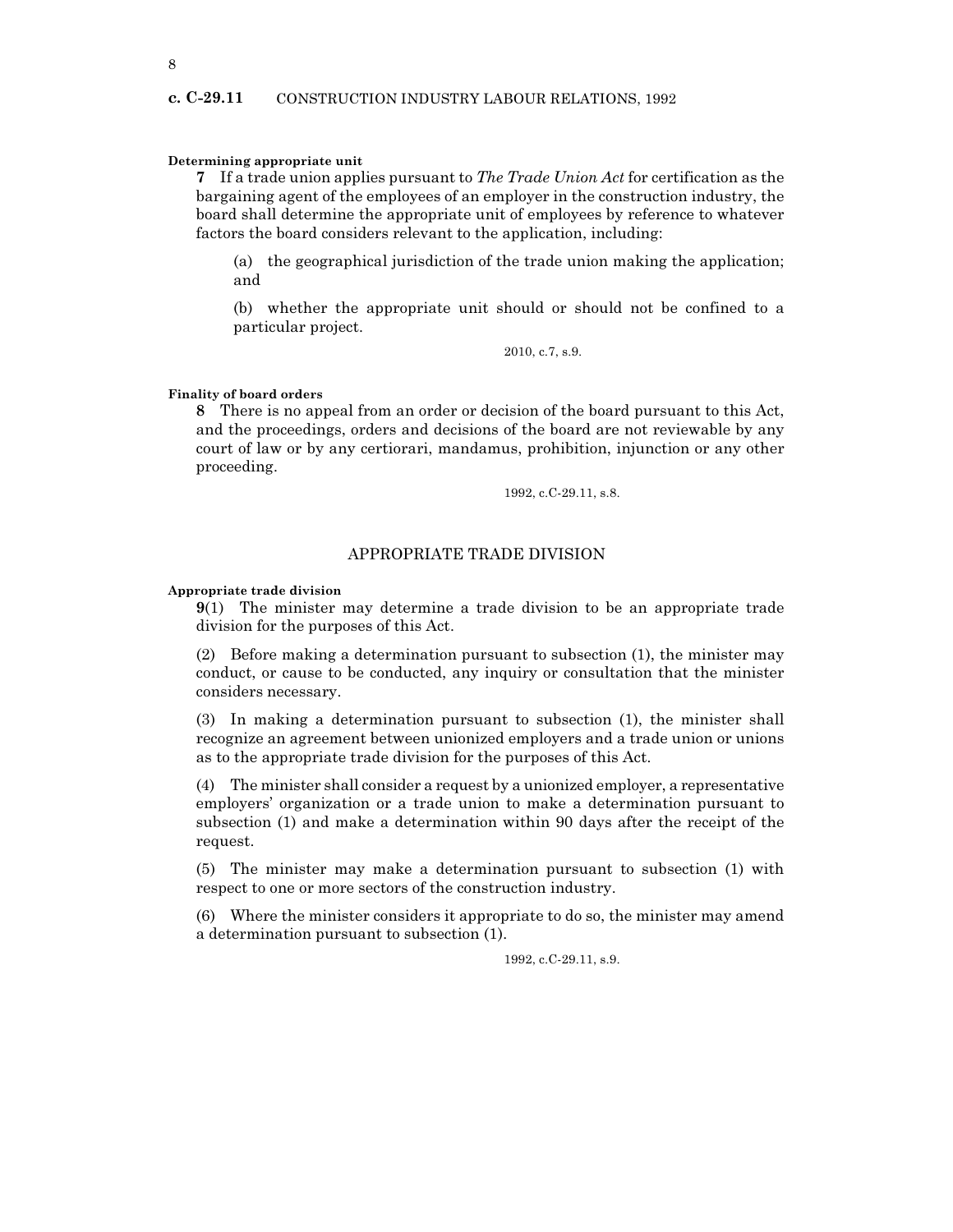**Determining appropriate unit**

**7** If a trade union applies pursuant to *The Trade Union Act* for certification as the bargaining agent of the employees of an employer in the construction industry, the board shall determine the appropriate unit of employees by reference to whatever factors the board considers relevant to the application, including:

(a) the geographical jurisdiction of the trade union making the application; and

(b) whether the appropriate unit should or should not be confined to a particular project.

2010, c.7, s.9.

**Finality of board orders**

**8** There is no appeal from an order or decision of the board pursuant to this Act, and the proceedings, orders and decisions of the board are not reviewable by any court of law or by any certiorari, mandamus, prohibition, injunction or any other proceeding.

1992, c.C-29.11, s.8.

## APPROPRIATE TRADE DIVISION

**Appropriate trade division**

**9**(1) The minister may determine a trade division to be an appropriate trade division for the purposes of this Act.

(2) Before making a determination pursuant to subsection (1), the minister may conduct, or cause to be conducted, any inquiry or consultation that the minister considers necessary.

(3) In making a determination pursuant to subsection (1), the minister shall recognize an agreement between unionized employers and a trade union or unions as to the appropriate trade division for the purposes of this Act.

(4) The minister shall consider a request by a unionized employer, a representative employers' organization or a trade union to make a determination pursuant to subsection (1) and make a determination within 90 days after the receipt of the request.

(5) The minister may make a determination pursuant to subsection (1) with respect to one or more sectors of the construction industry.

(6) Where the minister considers it appropriate to do so, the minister may amend a determination pursuant to subsection (1).

1992, c.C-29.11, s.9.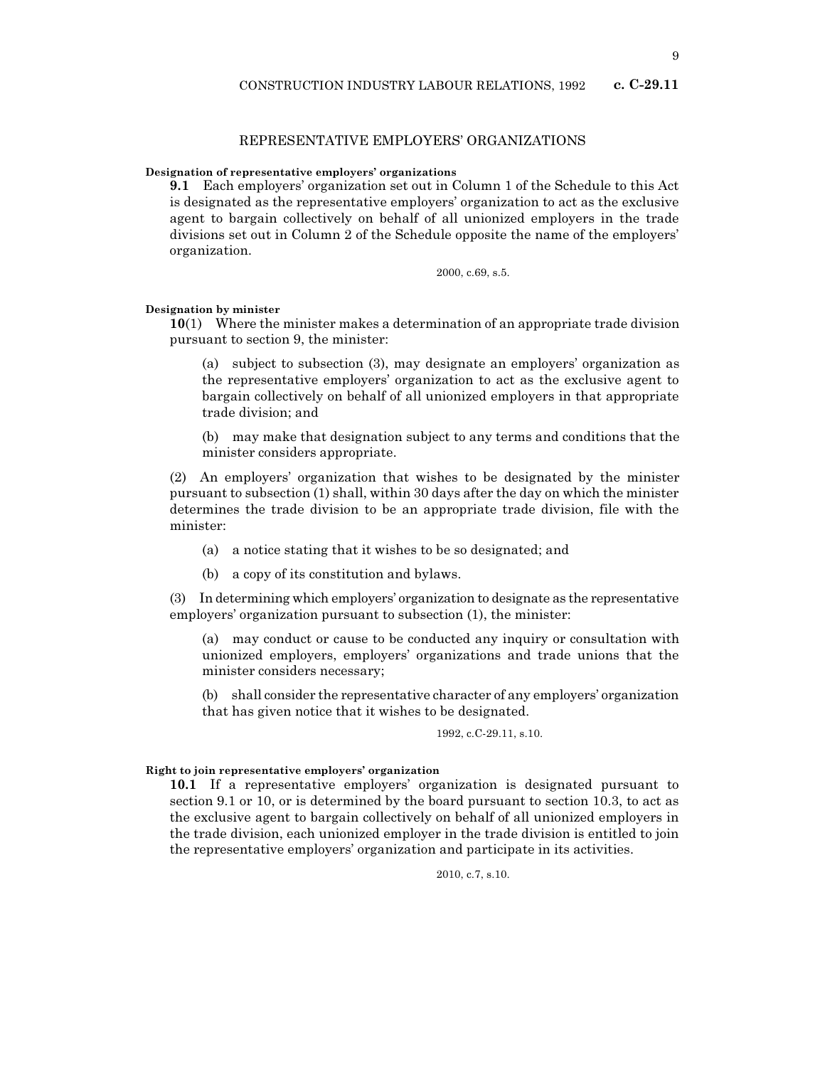## REPRESENTATIVE EMPLOYERS' ORGANIZATIONS

**Designation of representative employers' organizations**

**9.1** Each employers' organization set out in Column 1 of the Schedule to this Act is designated as the representative employers' organization to act as the exclusive agent to bargain collectively on behalf of all unionized employers in the trade divisions set out in Column 2 of the Schedule opposite the name of the employers' organization.

2000, c.69, s.5.

**Designation by minister**

**10**(1) Where the minister makes a determination of an appropriate trade division pursuant to section 9, the minister:

(a) subject to subsection (3), may designate an employers' organization as the representative employers' organization to act as the exclusive agent to bargain collectively on behalf of all unionized employers in that appropriate trade division; and

(b) may make that designation subject to any terms and conditions that the minister considers appropriate.

(2) An employers' organization that wishes to be designated by the minister pursuant to subsection (1) shall, within 30 days after the day on which the minister determines the trade division to be an appropriate trade division, file with the minister:

(a) a notice stating that it wishes to be so designated; and

(b) a copy of its constitution and bylaws.

(3) In determining which employers' organization to designate as the representative employers' organization pursuant to subsection (1), the minister:

(a) may conduct or cause to be conducted any inquiry or consultation with unionized employers, employers' organizations and trade unions that the minister considers necessary;

(b) shall consider the representative character of any employers' organization that has given notice that it wishes to be designated.

1992, c.C-29.11, s.10.

**Right to join representative employers' organization**

**10.1** If a representative employers' organization is designated pursuant to section 9.1 or 10, or is determined by the board pursuant to section 10.3, to act as the exclusive agent to bargain collectively on behalf of all unionized employers in the trade division, each unionized employer in the trade division is entitled to join the representative employers' organization and participate in its activities.

2010, c.7, s.10.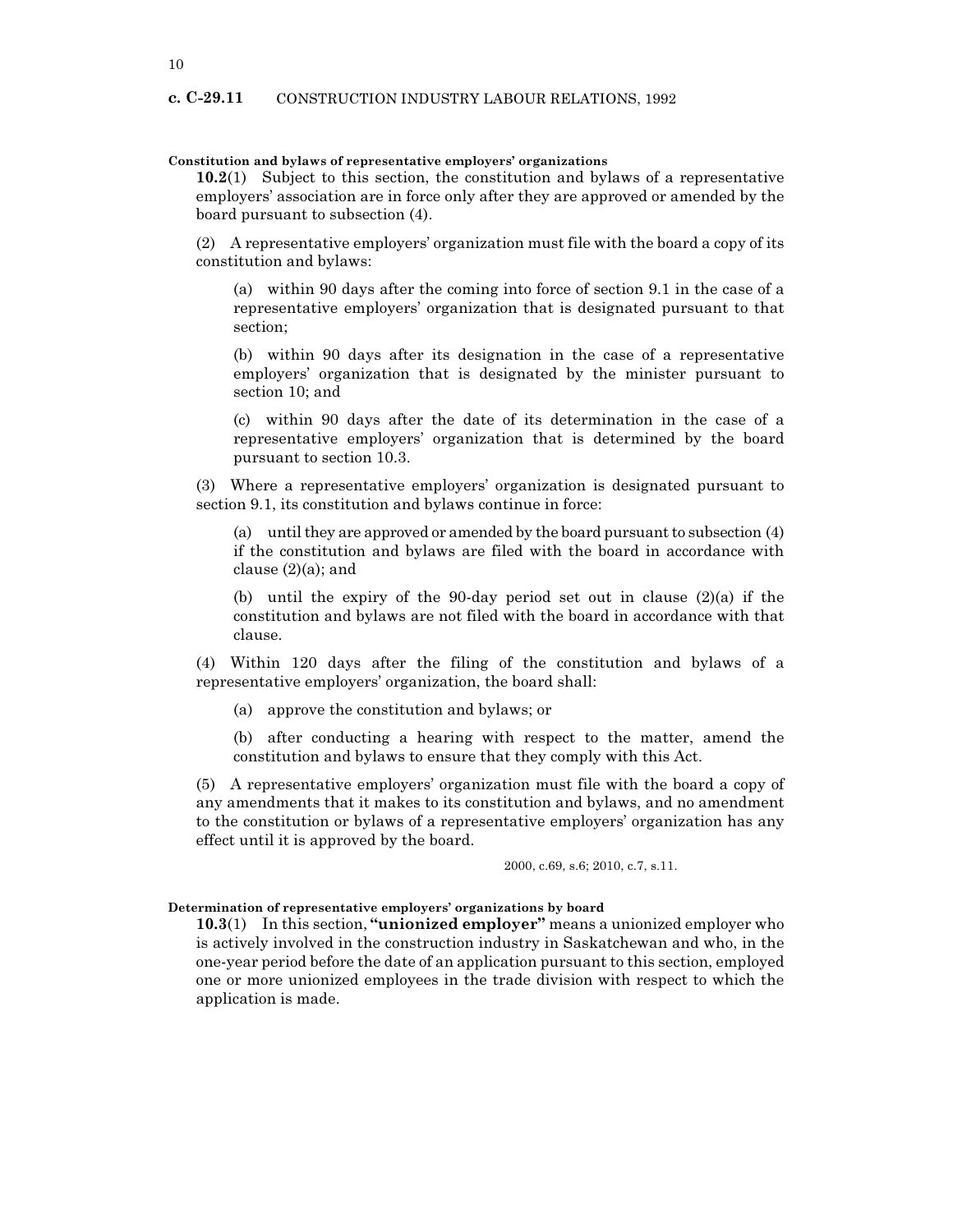**Constitution and bylaws of representative employers' organizations**

**10.2**(1) Subject to this section, the constitution and bylaws of a representative employers' association are in force only after they are approved or amended by the board pursuant to subsection (4).

(2) A representative employers' organization must file with the board a copy of its constitution and bylaws:

(a) within 90 days after the coming into force of section 9.1 in the case of a representative employers' organization that is designated pursuant to that section;

(b) within 90 days after its designation in the case of a representative employers' organization that is designated by the minister pursuant to section 10; and

(c) within 90 days after the date of its determination in the case of a representative employers' organization that is determined by the board pursuant to section 10.3.

(3) Where a representative employers' organization is designated pursuant to section 9.1, its constitution and bylaws continue in force:

(a) until they are approved or amended by the board pursuant to subsection (4) if the constitution and bylaws are filed with the board in accordance with clause (2)(a); and

(b) until the expiry of the 90-day period set out in clause (2)(a) if the constitution and bylaws are not filed with the board in accordance with that clause.

(4) Within 120 days after the filing of the constitution and bylaws of a representative employers' organization, the board shall:

(a) approve the constitution and bylaws; or

(b) after conducting a hearing with respect to the matter, amend the constitution and bylaws to ensure that they comply with this Act.

(5) A representative employers' organization must file with the board a copy of any amendments that it makes to its constitution and bylaws, and no amendment to the constitution or bylaws of a representative employers' organization has any effect until it is approved by the board.

2000, c.69, s.6; 2010, c.7, s.11.

**Determination of representative employers' organizations by board**

**10.3**(1) In this section, **"unionized employer"** means a unionized employer who is actively involved in the construction industry in Saskatchewan and who, in the one-year period before the date of an application pursuant to this section, employed one or more unionized employees in the trade division with respect to which the application is made.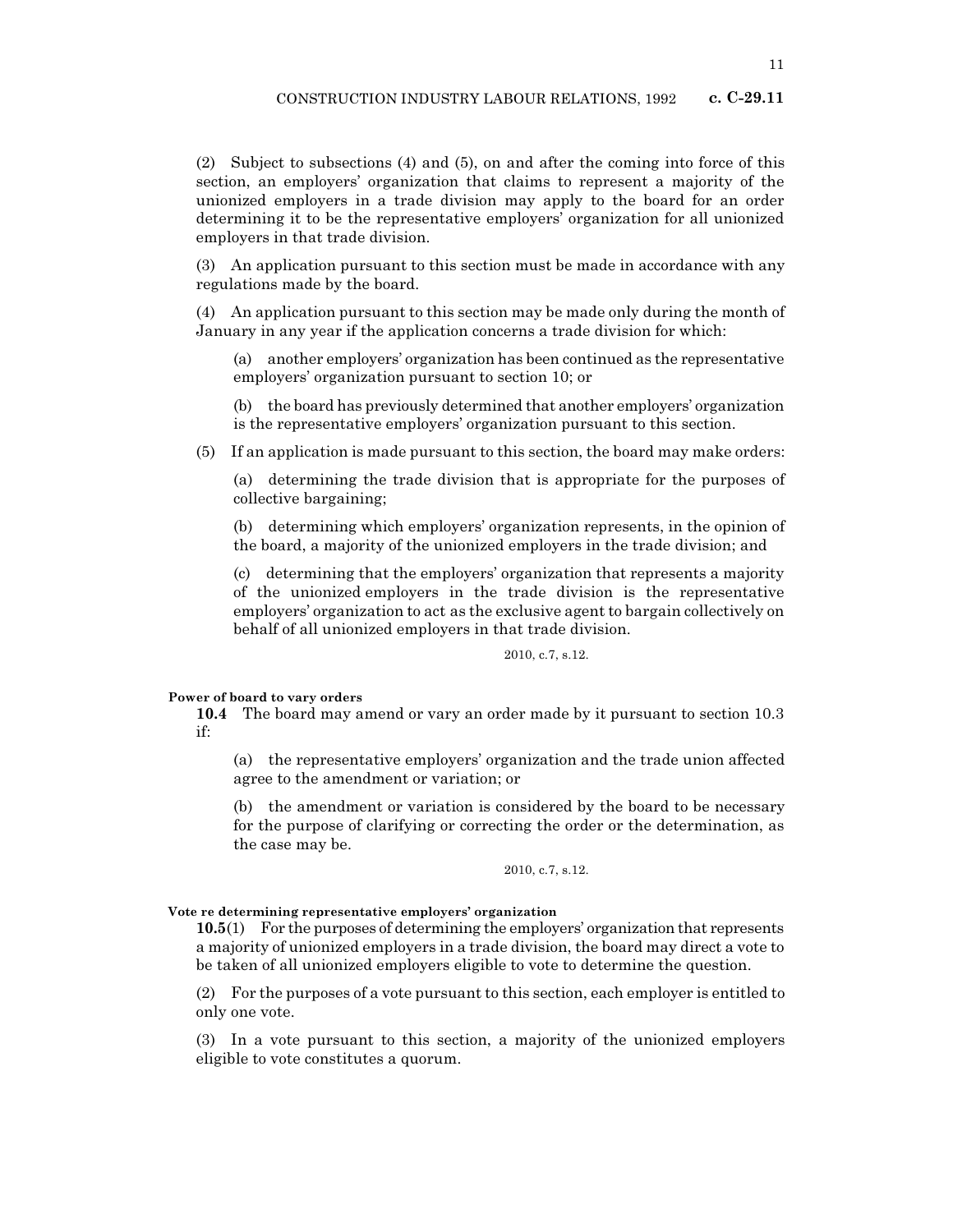(2) Subject to subsections (4) and (5), on and after the coming into force of this section, an employers' organization that claims to represent a majority of the unionized employers in a trade division may apply to the board for an order determining it to be the representative employers' organization for all unionized employers in that trade division.

(3) An application pursuant to this section must be made in accordance with any regulations made by the board.

(4) An application pursuant to this section may be made only during the month of January in any year if the application concerns a trade division for which:

(a) another employers' organization has been continued as the representative employers' organization pursuant to section 10; or

(b) the board has previously determined that another employers' organization is the representative employers' organization pursuant to this section.

(5) If an application is made pursuant to this section, the board may make orders:

(a) determining the trade division that is appropriate for the purposes of collective bargaining;

(b) determining which employers' organization represents, in the opinion of the board, a majority of the unionized employers in the trade division; and

(c) determining that the employers' organization that represents a majority of the unionized employers in the trade division is the representative employers' organization to act as the exclusive agent to bargain collectively on behalf of all unionized employers in that trade division.

2010, c.7, s.12.

**Power of board to vary orders**

**10.4** The board may amend or vary an order made by it pursuant to section 10.3 if:

(a) the representative employers' organization and the trade union affected agree to the amendment or variation; or

(b) the amendment or variation is considered by the board to be necessary for the purpose of clarifying or correcting the order or the determination, as the case may be.

2010, c.7, s.12.

**Vote re determining representative employers' organization**

**10.5**(1) For the purposes of determining the employers' organization that represents a majority of unionized employers in a trade division, the board may direct a vote to be taken of all unionized employers eligible to vote to determine the question.

(2) For the purposes of a vote pursuant to this section, each employer is entitled to only one vote.

(3) In a vote pursuant to this section, a majority of the unionized employers eligible to vote constitutes a quorum.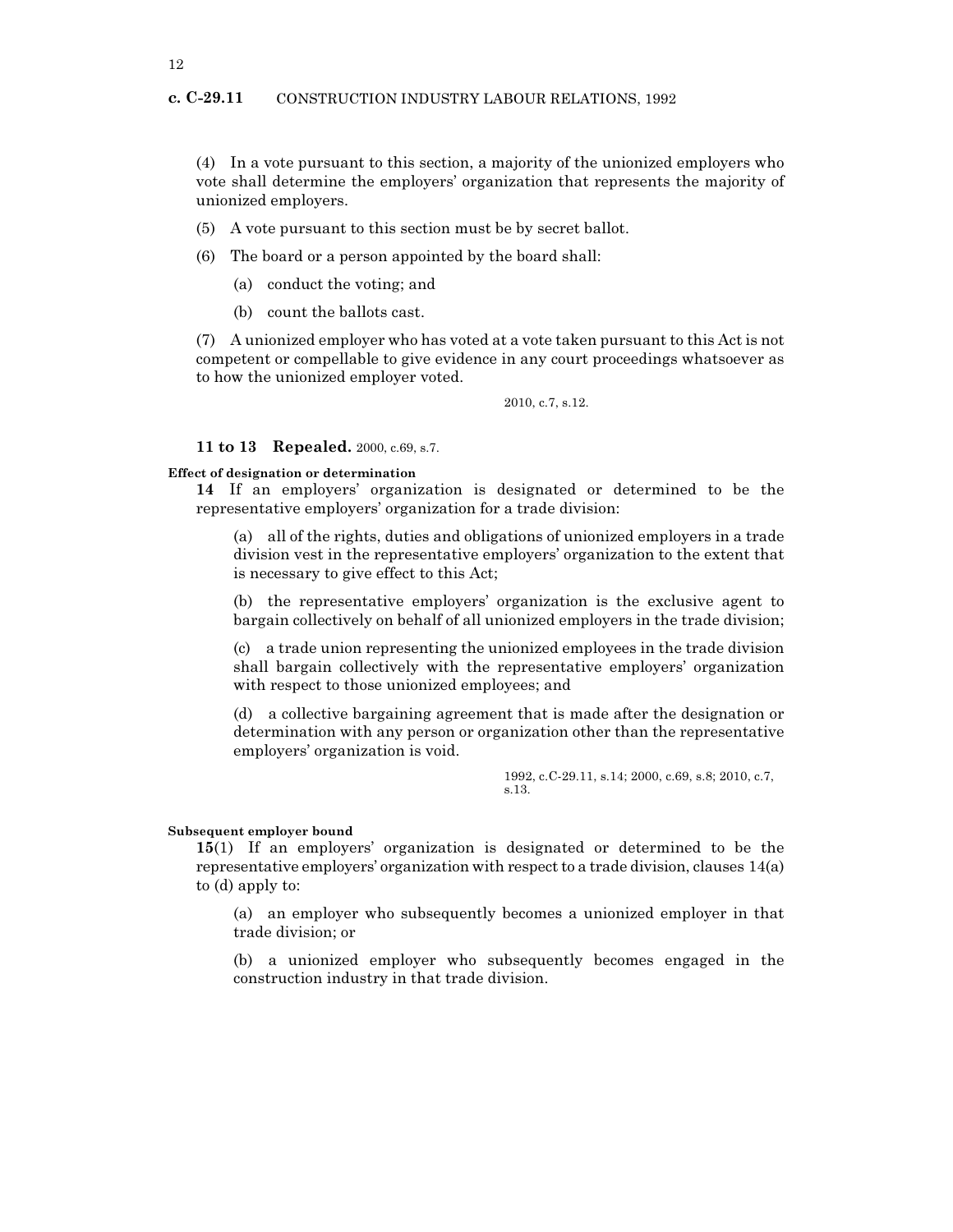(4) In a vote pursuant to this section, a majority of the unionized employers who vote shall determine the employers' organization that represents the majority of unionized employers.

(5) A vote pursuant to this section must be by secret ballot.

(6) The board or a person appointed by the board shall:

(a) conduct the voting; and

(b) count the ballots cast.

(7) A unionized employer who has voted at a vote taken pursuant to this Act is not competent or compellable to give evidence in any court proceedings whatsoever as to how the unionized employer voted.

2010, c.7, s.12.

**11 to 13 Repealed.** 2000, c.69, s.7.

**Effect of designation or determination**

**14** If an employers' organization is designated or determined to be the representative employers' organization for a trade division:

(a) all of the rights, duties and obligations of unionized employers in a trade division vest in the representative employers' organization to the extent that is necessary to give effect to this Act;

(b) the representative employers' organization is the exclusive agent to bargain collectively on behalf of all unionized employers in the trade division;

(c) a trade union representing the unionized employees in the trade division shall bargain collectively with the representative employers' organization with respect to those unionized employees; and

(d) a collective bargaining agreement that is made after the designation or determination with any person or organization other than the representative employers' organization is void.

1992, c.C-29.11, s.14; 2000, c.69, s.8; 2010, c.7, s.13.

**Subsequent employer bound**

**15**(1) If an employers' organization is designated or determined to be the representative employers' organization with respect to a trade division, clauses 14(a) to (d) apply to:

(a) an employer who subsequently becomes a unionized employer in that trade division; or

(b) a unionized employer who subsequently becomes engaged in the construction industry in that trade division.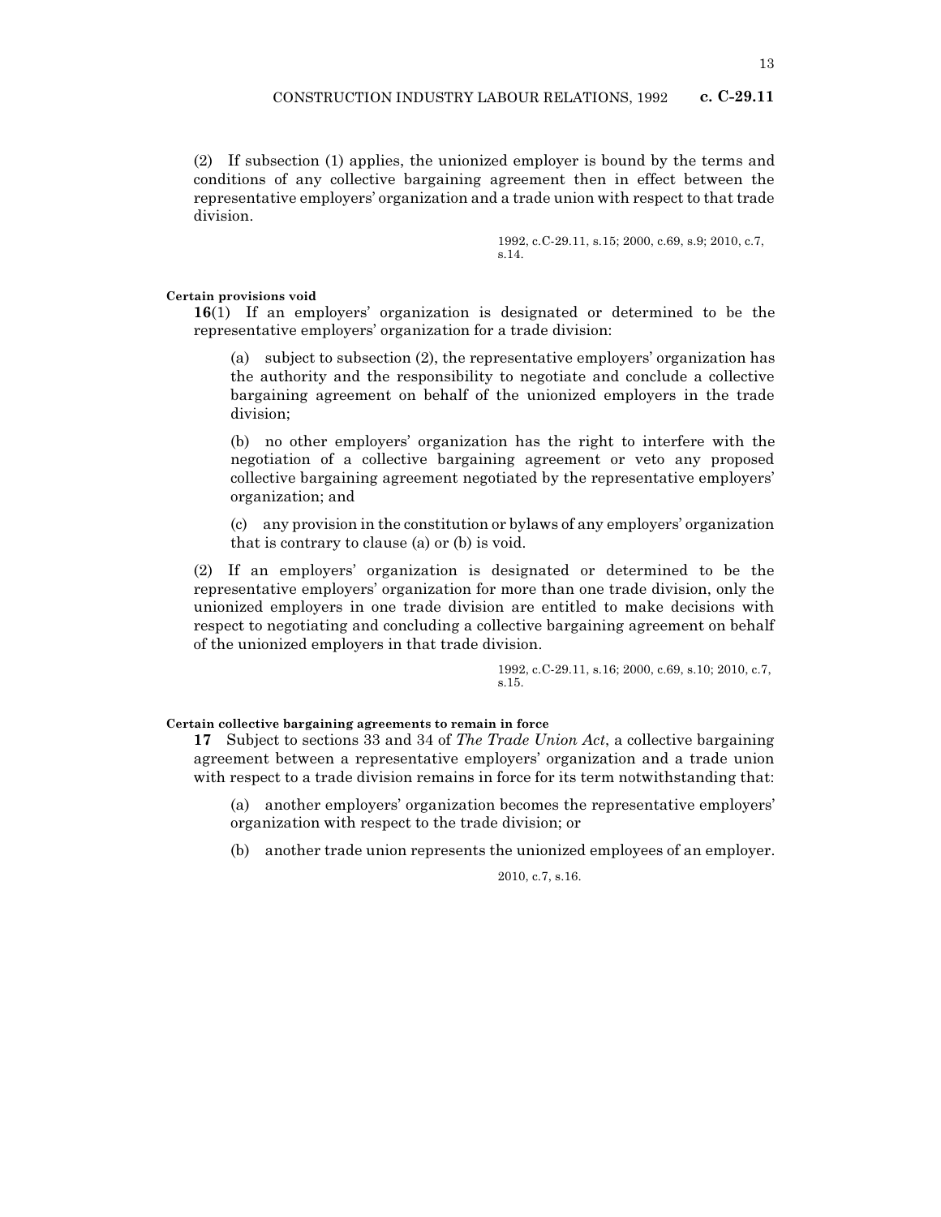(2) If subsection (1) applies, the unionized employer is bound by the terms and conditions of any collective bargaining agreement then in effect between the representative employers' organization and a trade union with respect to that trade division.

1992, c.C-29.11, s.15; 2000, c.69, s.9; 2010, c.7, s.14.

**Certain provisions void**

**16**(1) If an employers' organization is designated or determined to be the representative employers' organization for a trade division:

(a) subject to subsection (2), the representative employers' organization has the authority and the responsibility to negotiate and conclude a collective bargaining agreement on behalf of the unionized employers in the trade division;

(b) no other employers' organization has the right to interfere with the negotiation of a collective bargaining agreement or veto any proposed collective bargaining agreement negotiated by the representative employers' organization; and

(c) any provision in the constitution or bylaws of any employers' organization that is contrary to clause (a) or (b) is void.

(2) If an employers' organization is designated or determined to be the representative employers' organization for more than one trade division, only the unionized employers in one trade division are entitled to make decisions with respect to negotiating and concluding a collective bargaining agreement on behalf of the unionized employers in that trade division.

1992, c.C-29.11, s.16; 2000, c.69, s.10; 2010, c.7, s.15.

**Certain collective bargaining agreements to remain in force**

**17** Subject to sections 33 and 34 of *The Trade Union Act*, a collective bargaining agreement between a representative employers' organization and a trade union with respect to a trade division remains in force for its term notwithstanding that:

(a) another employers' organization becomes the representative employers' organization with respect to the trade division; or

(b) another trade union represents the unionized employees of an employer.

2010, c.7, s.16.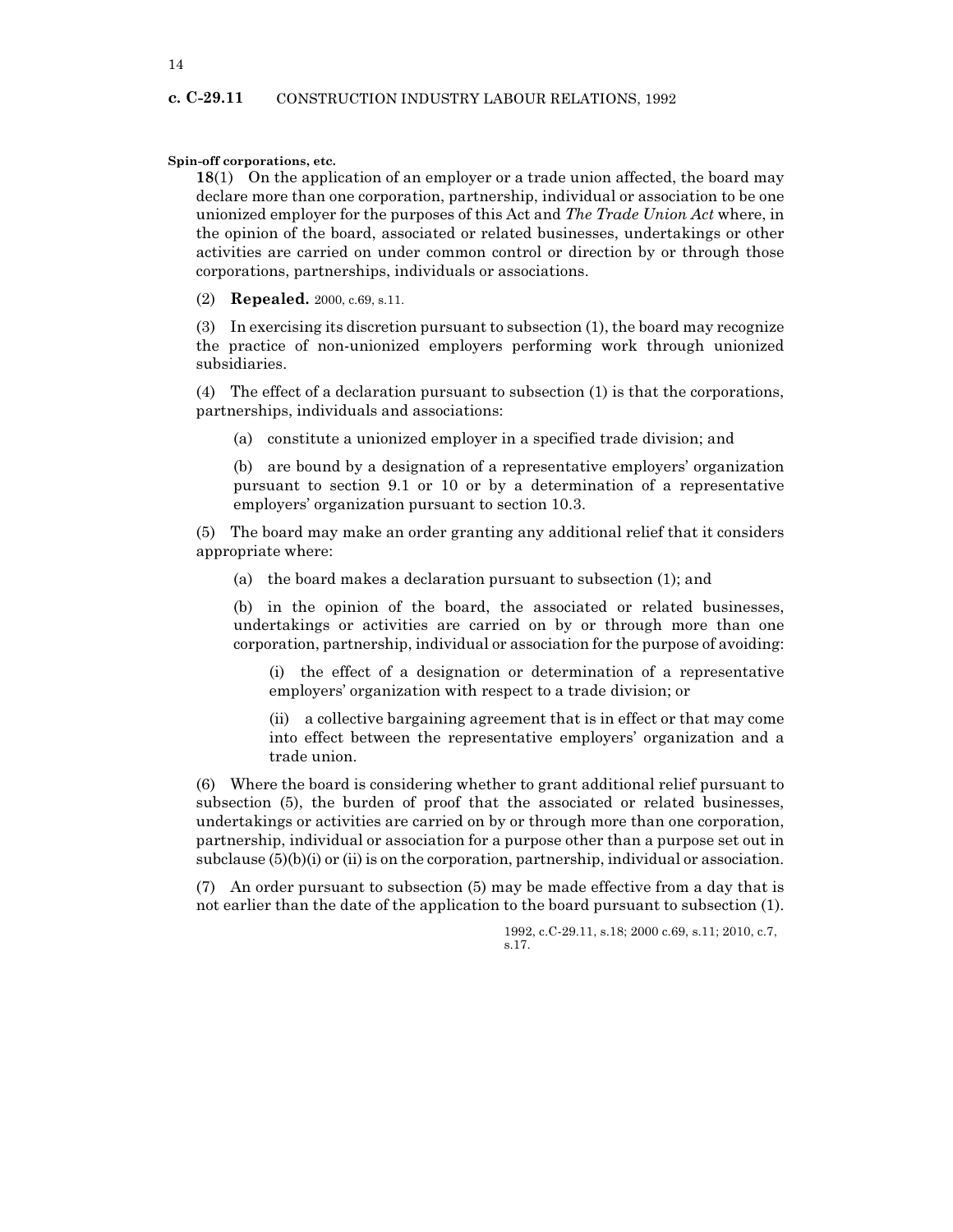**Spin-off corporations, etc.**

**18**(1) On the application of an employer or a trade union affected, the board may declare more than one corporation, partnership, individual or association to be one unionized employer for the purposes of this Act and *The Trade Union Act* where, in the opinion of the board, associated or related businesses, undertakings or other activities are carried on under common control or direction by or through those corporations, partnerships, individuals or associations.

(2) **Repealed.** 2000, c.69, s.11.

(3) In exercising its discretion pursuant to subsection (1), the board may recognize the practice of non-unionized employers performing work through unionized subsidiaries.

(4) The effect of a declaration pursuant to subsection (1) is that the corporations, partnerships, individuals and associations:

(a) constitute a unionized employer in a specified trade division; and

(b) are bound by a designation of a representative employers' organization pursuant to section 9.1 or 10 or by a determination of a representative employers' organization pursuant to section 10.3.

(5) The board may make an order granting any additional relief that it considers appropriate where:

(a) the board makes a declaration pursuant to subsection (1); and

(b) in the opinion of the board, the associated or related businesses, undertakings or activities are carried on by or through more than one corporation, partnership, individual or association for the purpose of avoiding:

(i) the effect of a designation or determination of a representative employers' organization with respect to a trade division; or

(ii) a collective bargaining agreement that is in effect or that may come into effect between the representative employers' organization and a trade union.

(6) Where the board is considering whether to grant additional relief pursuant to subsection (5), the burden of proof that the associated or related businesses, undertakings or activities are carried on by or through more than one corporation, partnership, individual or association for a purpose other than a purpose set out in subclause (5)(b)(i) or (ii) is on the corporation, partnership, individual or association.

(7) An order pursuant to subsection (5) may be made effective from a day that is not earlier than the date of the application to the board pursuant to subsection (1).

1992, c.C-29.11, s.18; 2000 c.69, s.11; 2010, c.7, s.17.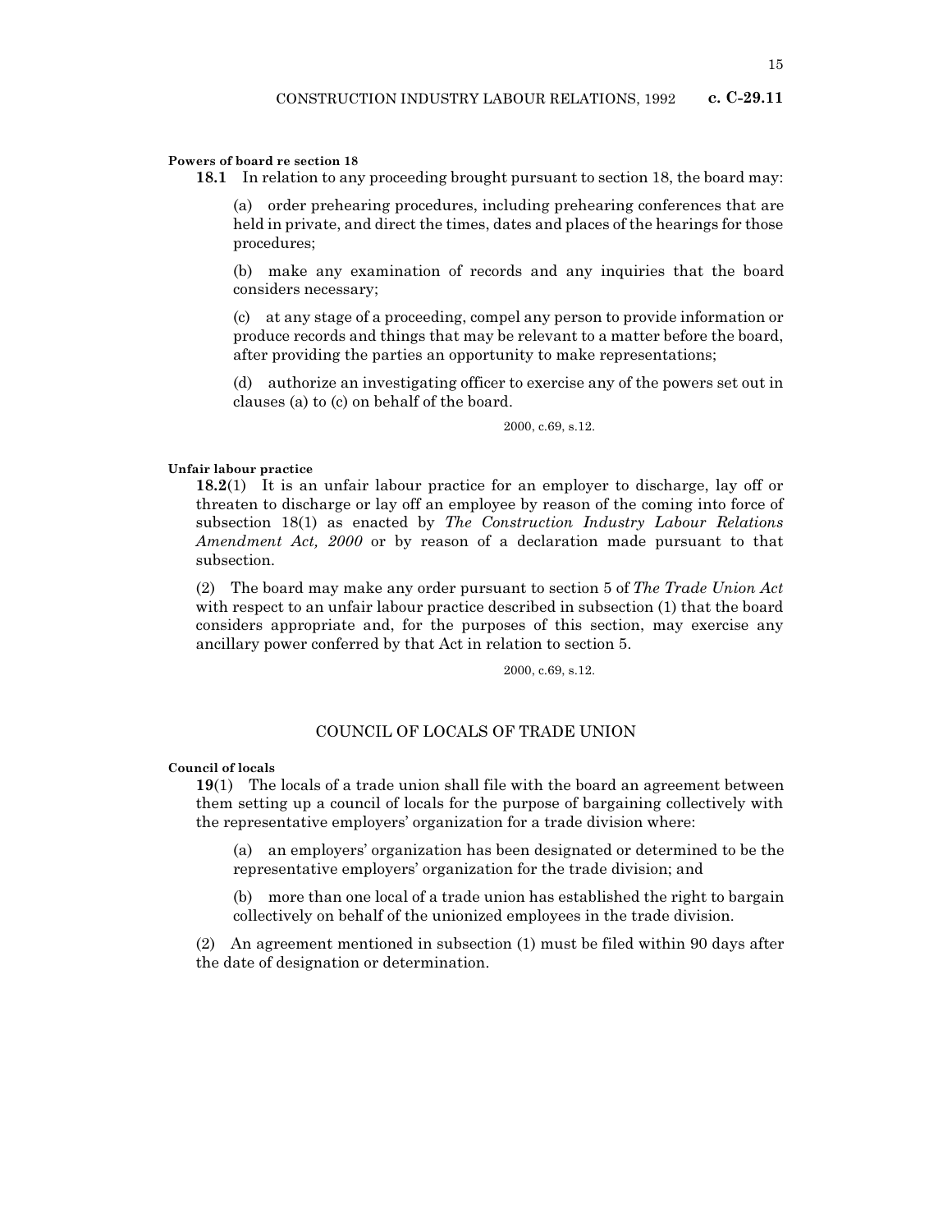**Powers of board re section 18**

**18.1** In relation to any proceeding brought pursuant to section 18, the board may:

(a) order prehearing procedures, including prehearing conferences that are held in private, and direct the times, dates and places of the hearings for those procedures;

(b) make any examination of records and any inquiries that the board considers necessary;

(c) at any stage of a proceeding, compel any person to provide information or produce records and things that may be relevant to a matter before the board, after providing the parties an opportunity to make representations;

(d) authorize an investigating officer to exercise any of the powers set out in clauses (a) to (c) on behalf of the board.

2000, c.69, s.12.

**Unfair labour practice**

**18.2**(1) It is an unfair labour practice for an employer to discharge, lay off or threaten to discharge or lay off an employee by reason of the coming into force of subsection 18(1) as enacted by *The Construction Industry Labour Relations Amendment Act, 2000* or by reason of a declaration made pursuant to that subsection.

(2) The board may make any order pursuant to section 5 of *The Trade Union Act* with respect to an unfair labour practice described in subsection (1) that the board considers appropriate and, for the purposes of this section, may exercise any ancillary power conferred by that Act in relation to section 5.

2000, c.69, s.12.

## COUNCIL OF LOCALS OF TRADE UNION

**Council of locals**

**19**(1) The locals of a trade union shall file with the board an agreement between them setting up a council of locals for the purpose of bargaining collectively with the representative employers' organization for a trade division where:

(a) an employers' organization has been designated or determined to be the representative employers' organization for the trade division; and

(b) more than one local of a trade union has established the right to bargain collectively on behalf of the unionized employees in the trade division.

(2) An agreement mentioned in subsection (1) must be filed within 90 days after the date of designation or determination.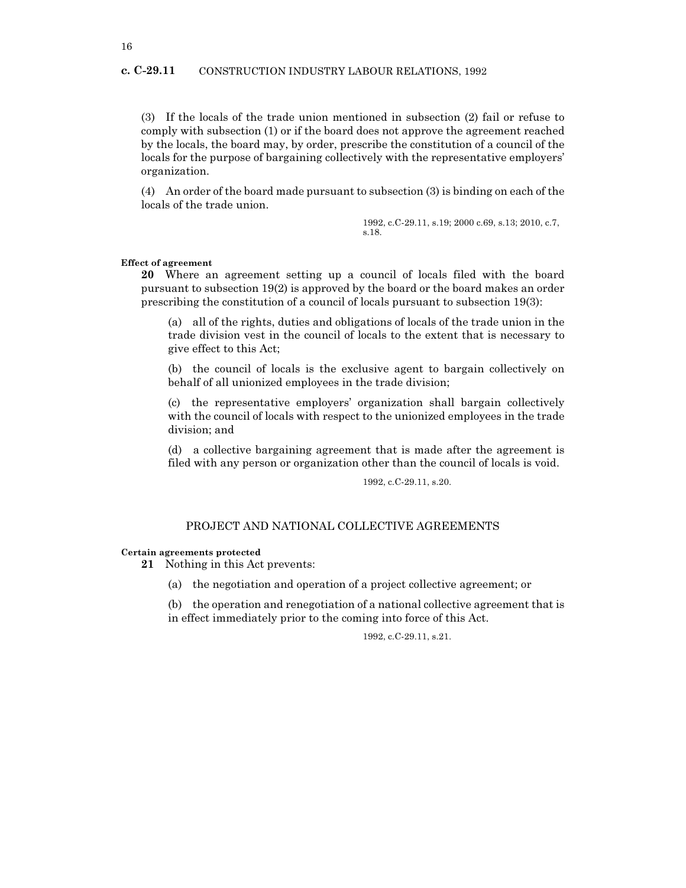(3) If the locals of the trade union mentioned in subsection (2) fail or refuse to comply with subsection (1) or if the board does not approve the agreement reached by the locals, the board may, by order, prescribe the constitution of a council of the locals for the purpose of bargaining collectively with the representative employers' organization.

(4) An order of the board made pursuant to subsection (3) is binding on each of the locals of the trade union.

1992, c.C-29.11, s.19; 2000 c.69, s.13; 2010, c.7, s.18.

**Effect of agreement**

**20** Where an agreement setting up a council of locals filed with the board pursuant to subsection 19(2) is approved by the board or the board makes an order prescribing the constitution of a council of locals pursuant to subsection 19(3):

(a) all of the rights, duties and obligations of locals of the trade union in the trade division vest in the council of locals to the extent that is necessary to give effect to this Act;

(b) the council of locals is the exclusive agent to bargain collectively on behalf of all unionized employees in the trade division;

(c) the representative employers' organization shall bargain collectively with the council of locals with respect to the unionized employees in the trade division; and

(d) a collective bargaining agreement that is made after the agreement is filed with any person or organization other than the council of locals is void.

1992, c.C-29.11, s.20.

## PROJECT AND NATIONAL COLLECTIVE AGREEMENTS

**Certain agreements protected**

**21** Nothing in this Act prevents:

(a) the negotiation and operation of a project collective agreement; or

(b) the operation and renegotiation of a national collective agreement that is in effect immediately prior to the coming into force of this Act.

1992, c.C-29.11, s.21.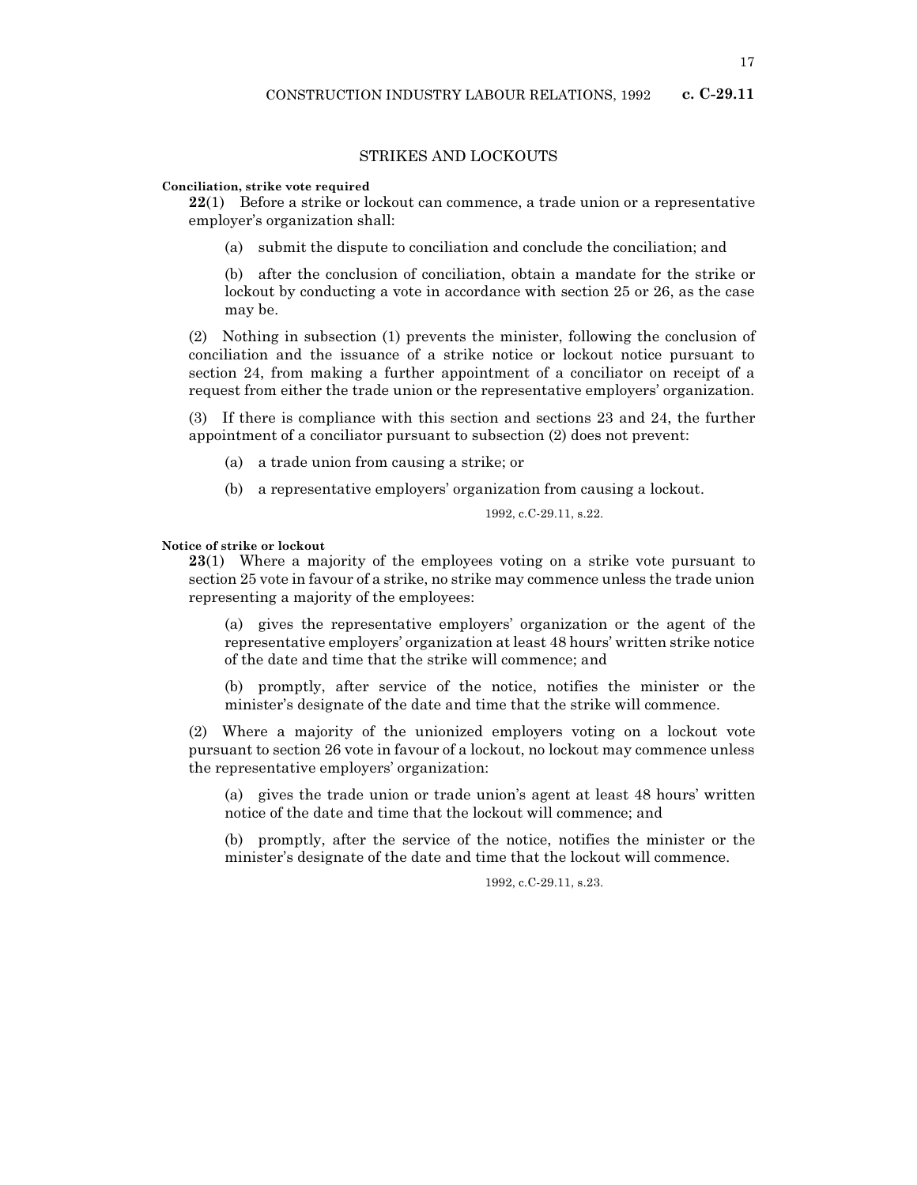## STRIKES AND LOCKOUTS

**Conciliation, strike vote required**

**22**(1) Before a strike or lockout can commence, a trade union or a representative employer's organization shall:

(a) submit the dispute to conciliation and conclude the conciliation; and

(b) after the conclusion of conciliation, obtain a mandate for the strike or lockout by conducting a vote in accordance with section 25 or 26, as the case may be.

(2) Nothing in subsection (1) prevents the minister, following the conclusion of conciliation and the issuance of a strike notice or lockout notice pursuant to section 24, from making a further appointment of a conciliator on receipt of a request from either the trade union or the representative employers' organization.

(3) If there is compliance with this section and sections 23 and 24, the further appointment of a conciliator pursuant to subsection (2) does not prevent:

(a) a trade union from causing a strike; or

(b) a representative employers' organization from causing a lockout.

1992, c.C-29.11, s.22.

**Notice of strike or lockout**

**23**(1) Where a majority of the employees voting on a strike vote pursuant to section 25 vote in favour of a strike, no strike may commence unless the trade union representing a majority of the employees:

(a) gives the representative employers' organization or the agent of the representative employers' organization at least 48 hours' written strike notice of the date and time that the strike will commence; and

(b) promptly, after service of the notice, notifies the minister or the minister's designate of the date and time that the strike will commence.

(2) Where a majority of the unionized employers voting on a lockout vote pursuant to section 26 vote in favour of a lockout, no lockout may commence unless the representative employers' organization:

(a) gives the trade union or trade union's agent at least 48 hours' written notice of the date and time that the lockout will commence; and

(b) promptly, after the service of the notice, notifies the minister or the minister's designate of the date and time that the lockout will commence.

1992, c.C-29.11, s.23.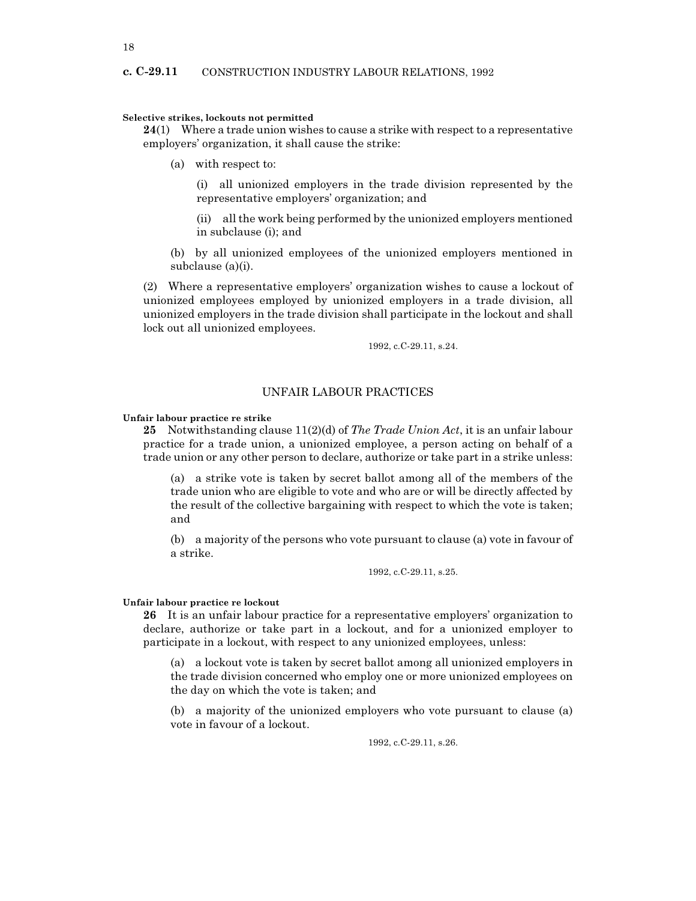**Selective strikes, lockouts not permitted**

**24**(1) Where a trade union wishes to cause a strike with respect to a representative employers' organization, it shall cause the strike:

(a) with respect to:

(i) all unionized employers in the trade division represented by the representative employers' organization; and

(ii) all the work being performed by the unionized employers mentioned in subclause (i); and

(b) by all unionized employees of the unionized employers mentioned in subclause (a)(i).

(2) Where a representative employers' organization wishes to cause a lockout of unionized employees employed by unionized employers in a trade division, all unionized employers in the trade division shall participate in the lockout and shall lock out all unionized employees.

1992, c.C-29.11, s.24.

## UNFAIR LABOUR PRACTICES

**Unfair labour practice re strike**

**25** Notwithstanding clause 11(2)(d) of *The Trade Union Act*, it is an unfair labour practice for a trade union, a unionized employee, a person acting on behalf of a trade union or any other person to declare, authorize or take part in a strike unless:

(a) a strike vote is taken by secret ballot among all of the members of the trade union who are eligible to vote and who are or will be directly affected by the result of the collective bargaining with respect to which the vote is taken; and

(b) a majority of the persons who vote pursuant to clause (a) vote in favour of a strike.

1992, c.C-29.11, s.25.

**Unfair labour practice re lockout**

**26** It is an unfair labour practice for a representative employers' organization to declare, authorize or take part in a lockout, and for a unionized employer to participate in a lockout, with respect to any unionized employees, unless:

(a) a lockout vote is taken by secret ballot among all unionized employers in the trade division concerned who employ one or more unionized employees on the day on which the vote is taken; and

(b) a majority of the unionized employers who vote pursuant to clause (a) vote in favour of a lockout.

1992, c.C-29.11, s.26.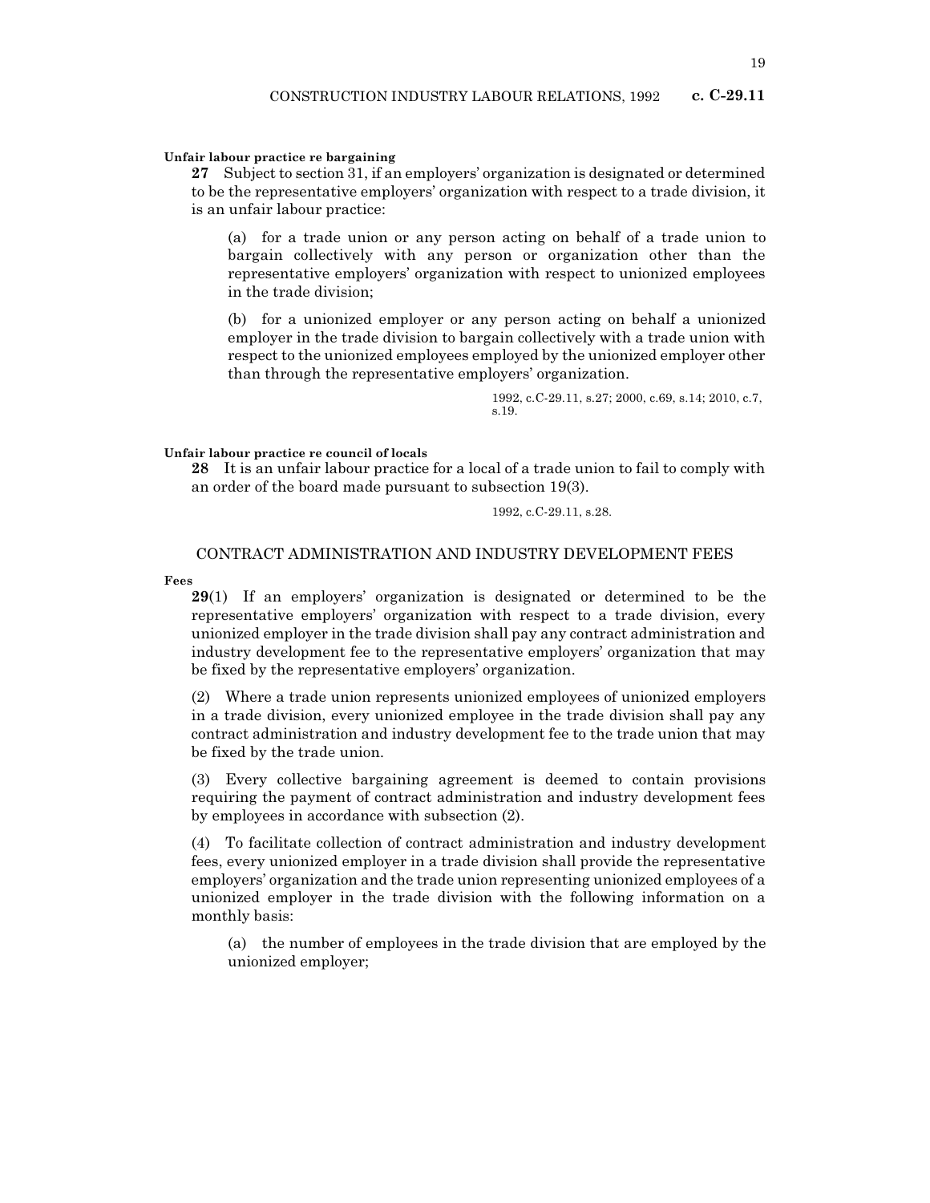**Unfair labour practice re bargaining**

**27** Subject to section 31, if an employers' organization is designated or determined to be the representative employers' organization with respect to a trade division, it is an unfair labour practice:

(a) for a trade union or any person acting on behalf of a trade union to bargain collectively with any person or organization other than the representative employers' organization with respect to unionized employees in the trade division;

(b) for a unionized employer or any person acting on behalf a unionized employer in the trade division to bargain collectively with a trade union with respect to the unionized employees employed by the unionized employer other than through the representative employers' organization.

1992, c.C-29.11, s.27; 2000, c.69, s.14; 2010, c.7, s.19.

**Unfair labour practice re council of locals**

**28** It is an unfair labour practice for a local of a trade union to fail to comply with an order of the board made pursuant to subsection 19(3).

1992, c.C-29.11, s.28.

## CONTRACT ADMINISTRATION AND INDUSTRY DEVELOPMENT FEES

**Fees**

**29**(1) If an employers' organization is designated or determined to be the representative employers' organization with respect to a trade division, every unionized employer in the trade division shall pay any contract administration and industry development fee to the representative employers' organization that may be fixed by the representative employers' organization.

(2) Where a trade union represents unionized employees of unionized employers in a trade division, every unionized employee in the trade division shall pay any contract administration and industry development fee to the trade union that may be fixed by the trade union.

(3) Every collective bargaining agreement is deemed to contain provisions requiring the payment of contract administration and industry development fees by employees in accordance with subsection (2).

(4) To facilitate collection of contract administration and industry development fees, every unionized employer in a trade division shall provide the representative employers' organization and the trade union representing unionized employees of a unionized employer in the trade division with the following information on a monthly basis:

(a) the number of employees in the trade division that are employed by the unionized employer;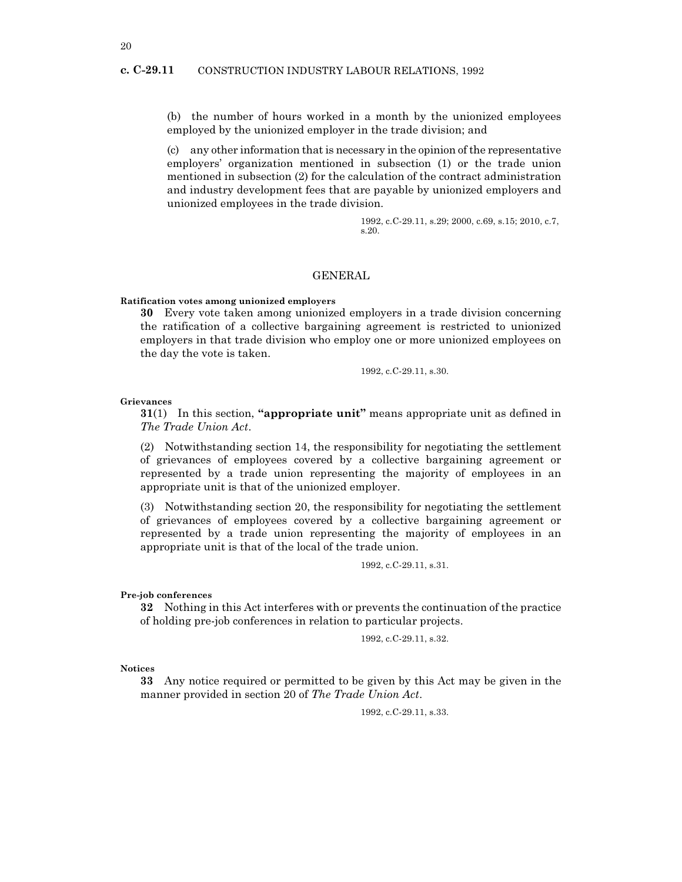(b) the number of hours worked in a month by the unionized employees employed by the unionized employer in the trade division; and

(c) any other information that is necessary in the opinion of the representative employers' organization mentioned in subsection (1) or the trade union mentioned in subsection (2) for the calculation of the contract administration and industry development fees that are payable by unionized employers and unionized employees in the trade division.

1992, c.C-29.11, s.29; 2000, c.69, s.15; 2010, c.7, s.20.

## GENERAL

**Ratification votes among unionized employers**

**30** Every vote taken among unionized employers in a trade division concerning the ratification of a collective bargaining agreement is restricted to unionized employers in that trade division who employ one or more unionized employees on the day the vote is taken.

1992, c.C-29.11, s.30.

**Grievances**

**31**(1) In this section, **"appropriate unit"** means appropriate unit as defined in *The Trade Union Act*.

(2) Notwithstanding section 14, the responsibility for negotiating the settlement of grievances of employees covered by a collective bargaining agreement or represented by a trade union representing the majority of employees in an appropriate unit is that of the unionized employer.

(3) Notwithstanding section 20, the responsibility for negotiating the settlement of grievances of employees covered by a collective bargaining agreement or represented by a trade union representing the majority of employees in an appropriate unit is that of the local of the trade union.

1992, c.C-29.11, s.31.

**Pre-job conferences**

**32** Nothing in this Act interferes with or prevents the continuation of the practice of holding pre-job conferences in relation to particular projects.

1992, c.C-29.11, s.32.

**Notices**

**33** Any notice required or permitted to be given by this Act may be given in the manner provided in section 20 of *The Trade Union Act*.

1992, c.C-29.11, s.33.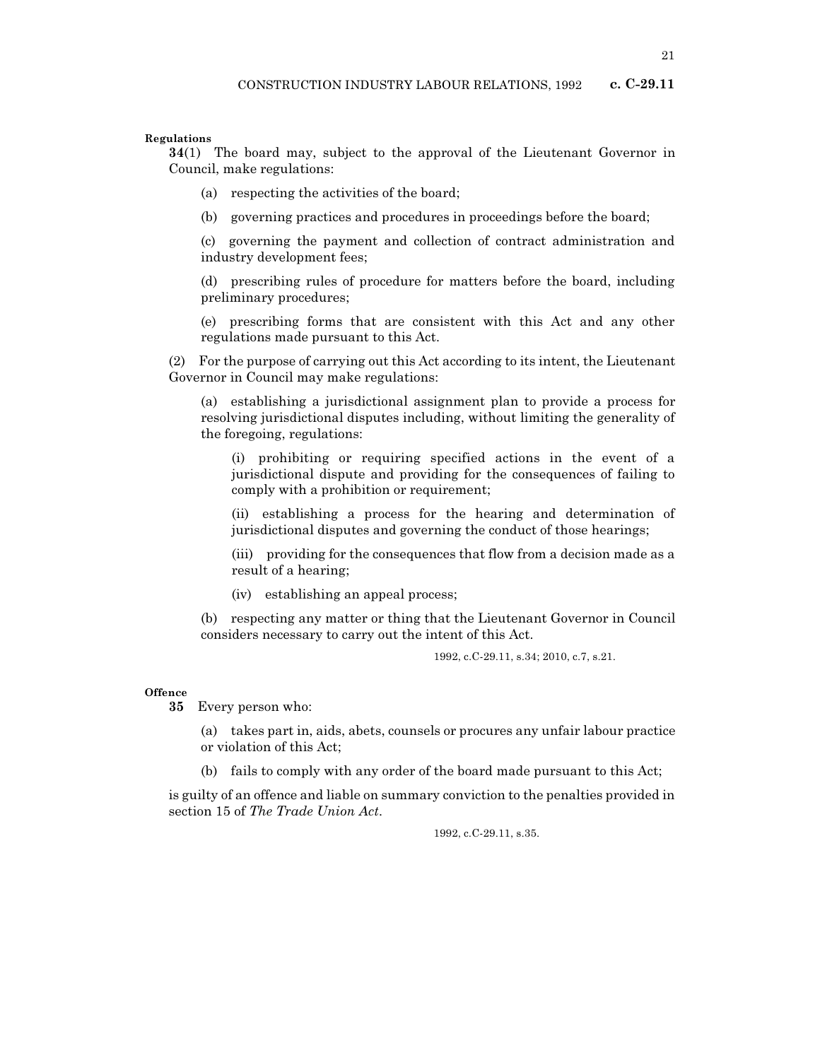**Regulations**

**34**(1) The board may, subject to the approval of the Lieutenant Governor in Council, make regulations:

(a) respecting the activities of the board;

(b) governing practices and procedures in proceedings before the board;

(c) governing the payment and collection of contract administration and industry development fees;

(d) prescribing rules of procedure for matters before the board, including preliminary procedures;

(e) prescribing forms that are consistent with this Act and any other regulations made pursuant to this Act.

(2) For the purpose of carrying out this Act according to its intent, the Lieutenant Governor in Council may make regulations:

(a) establishing a jurisdictional assignment plan to provide a process for resolving jurisdictional disputes including, without limiting the generality of the foregoing, regulations:

(i) prohibiting or requiring specified actions in the event of a jurisdictional dispute and providing for the consequences of failing to comply with a prohibition or requirement;

(ii) establishing a process for the hearing and determination of jurisdictional disputes and governing the conduct of those hearings;

(iii) providing for the consequences that flow from a decision made as a result of a hearing;

(iv) establishing an appeal process;

(b) respecting any matter or thing that the Lieutenant Governor in Council considers necessary to carry out the intent of this Act.

1992, c.C-29.11, s.34; 2010, c.7, s.21.

**Offence**

**35** Every person who:

(a) takes part in, aids, abets, counsels or procures any unfair labour practice or violation of this Act;

(b) fails to comply with any order of the board made pursuant to this Act;

is guilty of an offence and liable on summary conviction to the penalties provided in section 15 of *The Trade Union Act*.

1992, c.C-29.11, s.35.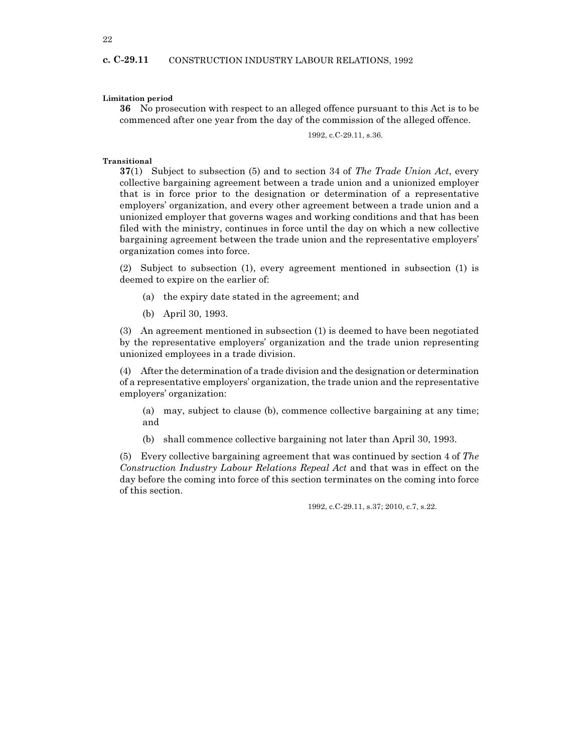**Limitation period**

**36** No prosecution with respect to an alleged offence pursuant to this Act is to be commenced after one year from the day of the commission of the alleged offence.

1992, c.C-29.11, s.36.

**Transitional**

**37**(1) Subject to subsection (5) and to section 34 of *The Trade Union Act*, every collective bargaining agreement between a trade union and a unionized employer that is in force prior to the designation or determination of a representative employers' organization, and every other agreement between a trade union and a unionized employer that governs wages and working conditions and that has been filed with the ministry, continues in force until the day on which a new collective bargaining agreement between the trade union and the representative employers' organization comes into force.

(2) Subject to subsection (1), every agreement mentioned in subsection (1) is deemed to expire on the earlier of:

(a) the expiry date stated in the agreement; and

(b) April 30, 1993.

(3) An agreement mentioned in subsection (1) is deemed to have been negotiated by the representative employers' organization and the trade union representing unionized employees in a trade division.

(4) After the determination of a trade division and the designation or determination of a representative employers' organization, the trade union and the representative employers' organization:

(a) may, subject to clause (b), commence collective bargaining at any time; and

(b) shall commence collective bargaining not later than April 30, 1993.

(5) Every collective bargaining agreement that was continued by section 4 of *The Construction Industry Labour Relations Repeal Act* and that was in effect on the day before the coming into force of this section terminates on the coming into force of this section.

1992, c.C-29.11, s.37; 2010, c.7, s.22.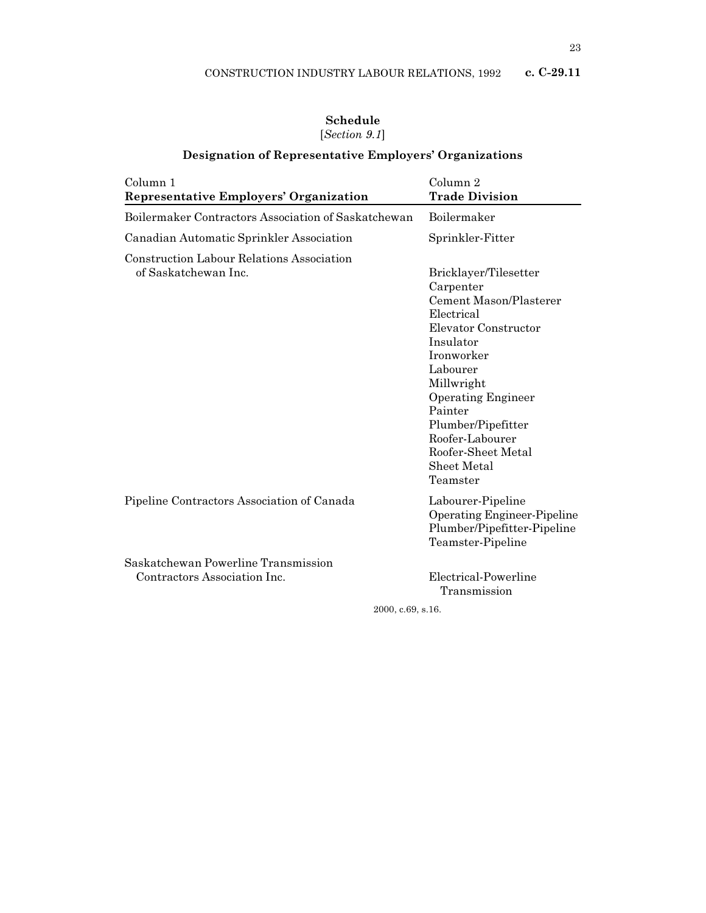## Schedule

[*Section 9.1*]

## Designation of Representative Employers' Organizations

| Column 1<br>**Representative Employers' Organization** | Column 2<br>**Trade Division** |
|---|---|
| Boilermaker Contractors Association of Saskatchewan | Boilermaker |
| Canadian Automatic Sprinkler Association | Sprinkler-Fitter |
| Construction Labour Relations Association of Saskatchewan Inc. | Bricklayer/Tilesetter<br>Carpenter<br>Cement Mason/Plasterer<br>Electrical<br>Elevator Constructor<br>Insulator<br>Ironworker<br>Labourer<br>Millwright<br>Operating Engineer<br>Painter<br>Plumber/Pipefitter<br>Roofer-Labourer<br>Roofer-Sheet Metal<br>Sheet Metal<br>Teamster |
| Pipeline Contractors Association of Canada | Labourer-Pipeline<br>Operating Engineer-Pipeline<br>Plumber/Pipefitter-Pipeline<br>Teamster-Pipeline |
| Saskatchewan Powerline Transmission Contractors Association Inc. | Electrical-Powerline Transmission |

2000, c.69, s.16.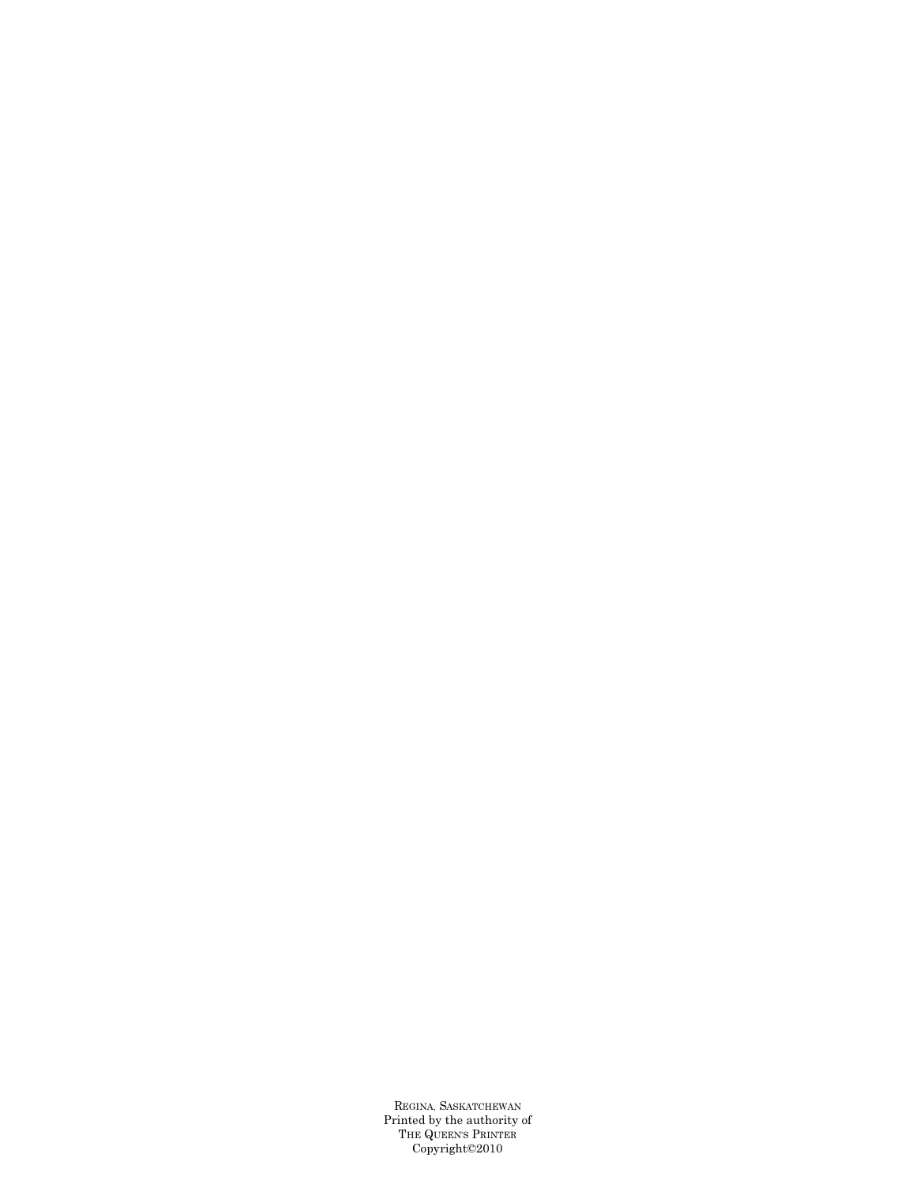Regina, Saskatchewan
Printed by the authority of
The Queen's Printer
Copyright©2010